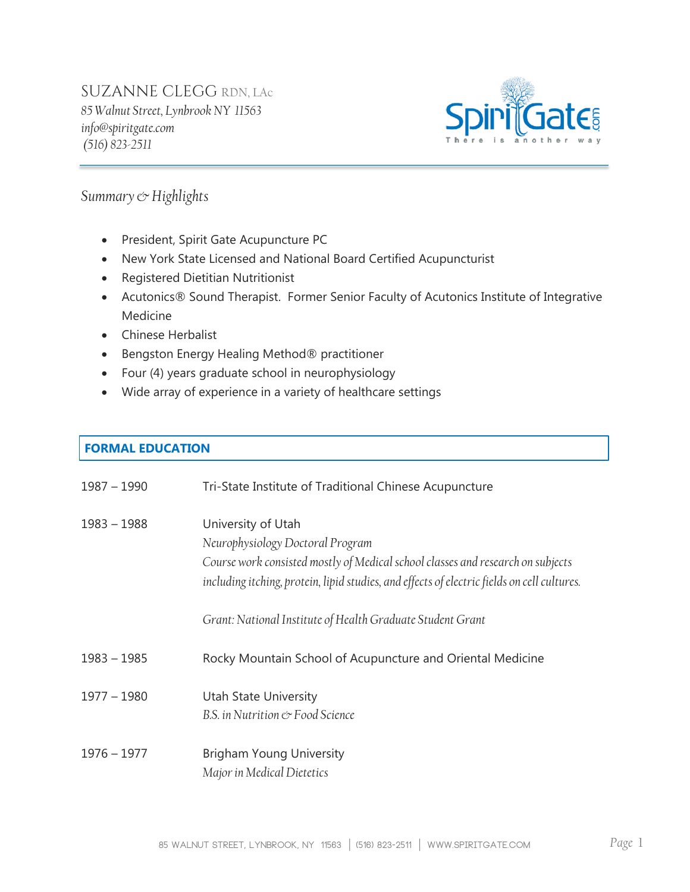# SUZANNE CLEGG RDN, LAc

*85 Walnut Street, Lynbrook NY 11563*
*info@spiritgate.com*
*(516) 823-2511*

SpiritGate.com
There is another way

## *Summary & Highlights*

- President, Spirit Gate Acupuncture PC
- New York State Licensed and National Board Certified Acupuncturist
- Registered Dietitian Nutritionist
- Acutonics® Sound Therapist. Former Senior Faculty of Acutonics Institute of Integrative Medicine
- Chinese Herbalist
- Bengston Energy Healing Method® practitioner
- Four (4) years graduate school in neurophysiology
- Wide array of experience in a variety of healthcare settings

## FORMAL EDUCATION

**1987 – 1990** Tri-State Institute of Traditional Chinese Acupuncture

**1983 – 1988** University of Utah
*Neurophysiology Doctoral Program*
*Course work consisted mostly of Medical school classes and research on subjects including itching, protein, lipid studies, and effects of electric fields on cell cultures.*

*Grant: National Institute of Health Graduate Student Grant*

**1983 – 1985** Rocky Mountain School of Acupuncture and Oriental Medicine

**1977 – 1980** Utah State University
*B.S. in Nutrition & Food Science*

**1976 – 1977** Brigham Young University
*Major in Medical Dietetics*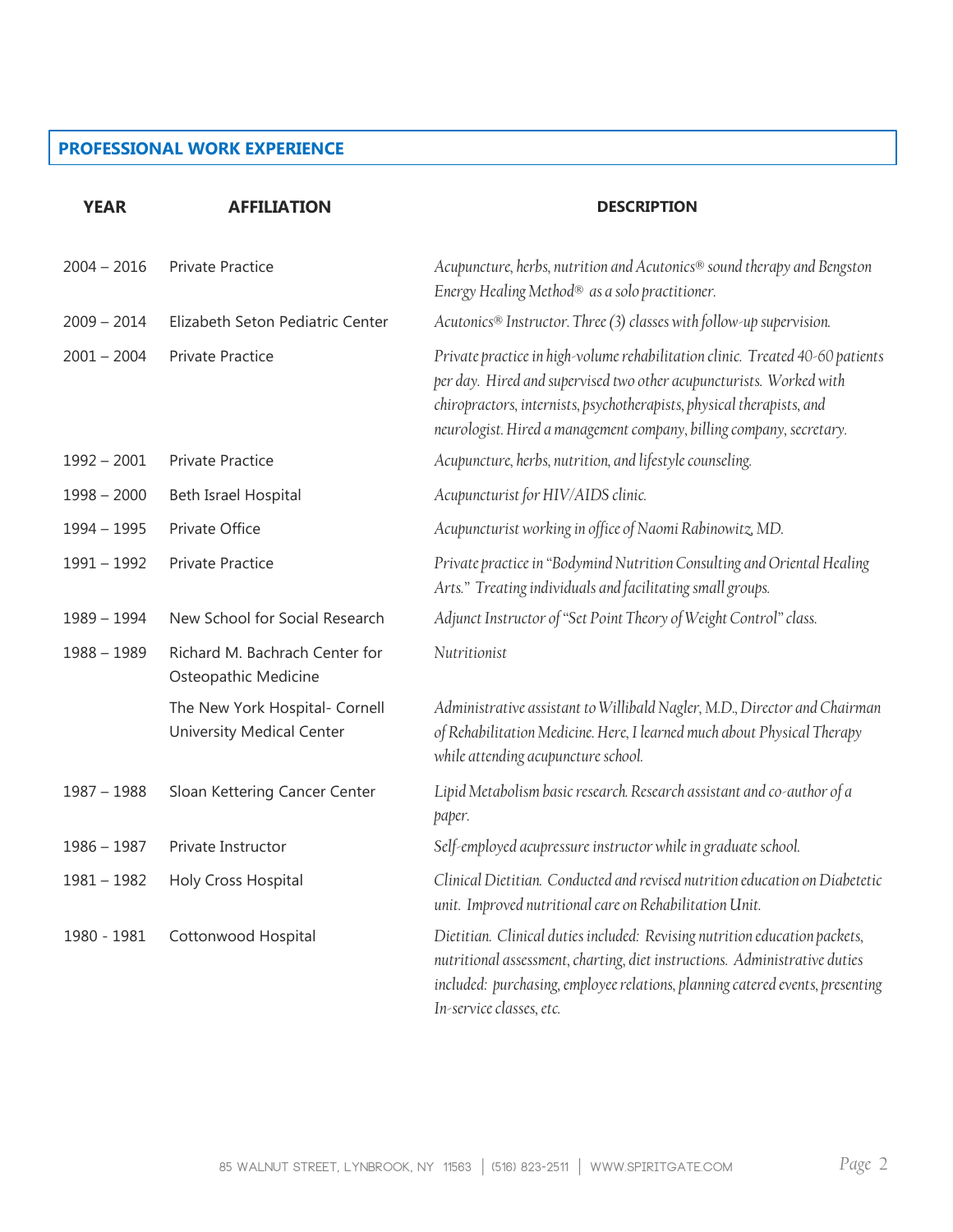## PROFESSIONAL WORK EXPERIENCE

| YEAR | AFFILIATION | DESCRIPTION |
|---|---|---|
| 2004 – 2016 | Private Practice | *Acupuncture, herbs, nutrition and Acutonics® sound therapy and Bengston Energy Healing Method® as a solo practitioner.* |
| 2009 – 2014 | Elizabeth Seton Pediatric Center | *Acutonics® Instructor. Three (3) classes with follow-up supervision.* |
| 2001 – 2004 | Private Practice | *Private practice in high-volume rehabilitation clinic. Treated 40-60 patients per day. Hired and supervised two other acupuncturists. Worked with chiropractors, internists, psychotherapists, physical therapists, and neurologist. Hired a management company, billing company, secretary.* |
| 1992 – 2001 | Private Practice | *Acupuncture, herbs, nutrition, and lifestyle counseling.* |
| 1998 – 2000 | Beth Israel Hospital | *Acupuncturist for HIV/AIDS clinic.* |
| 1994 – 1995 | Private Office | *Acupuncturist working in office of Naomi Rabinowitz, MD.* |
| 1991 – 1992 | Private Practice | *Private practice in "Bodymind Nutrition Consulting and Oriental Healing Arts." Treating individuals and facilitating small groups.* |
| 1989 – 1994 | New School for Social Research | *Adjunct Instructor of "Set Point Theory of Weight Control" class.* |
| 1988 – 1989 | Richard M. Bachrach Center for Osteopathic Medicine | *Nutritionist* |
| | The New York Hospital- Cornell University Medical Center | *Administrative assistant to Willibald Nagler, M.D., Director and Chairman of Rehabilitation Medicine. Here, I learned much about Physical Therapy while attending acupuncture school.* |
| 1987 – 1988 | Sloan Kettering Cancer Center | *Lipid Metabolism basic research. Research assistant and co-author of a paper.* |
| 1986 – 1987 | Private Instructor | *Self-employed acupressure instructor while in graduate school.* |
| 1981 – 1982 | Holy Cross Hospital | *Clinical Dietitian. Conducted and revised nutrition education on Diabetetic unit. Improved nutritional care on Rehabilitation Unit.* |
| 1980 - 1981 | Cottonwood Hospital | *Dietitian. Clinical duties included: Revising nutrition education packets, nutritional assessment, charting, diet instructions. Administrative duties included: purchasing, employee relations, planning catered events, presenting In-service classes, etc.* |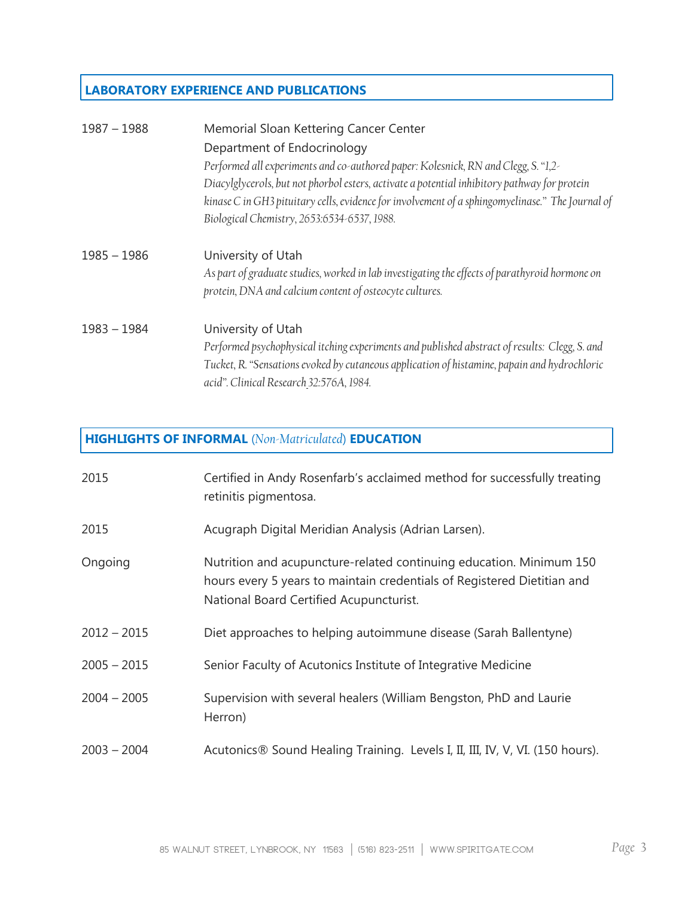## LABORATORY EXPERIENCE AND PUBLICATIONS

| | |
|---|---|
| 1987 – 1988 | Memorial Sloan Kettering Cancer Center<br>Department of Endocrinology<br>*Performed all experiments and co-authored paper: Kolesnick, RN and Clegg, S. "1,2-Diacylglycerols, but not phorbol esters, activate a potential inhibitory pathway for protein kinase C in GH3 pituitary cells, evidence for involvement of a sphingomyelinase." The Journal of Biological Chemistry, 2653:6534-6537, 1988.* |
| 1985 – 1986 | University of Utah<br>*As part of graduate studies, worked in lab investigating the effects of parathyroid hormone on protein, DNA and calcium content of osteocyte cultures.* |
| 1983 – 1984 | University of Utah<br>*Performed psychophysical itching experiments and published abstract of results: Clegg, S. and Tucket, R. "Sensations evoked by cutaneous application of histamine, papain and hydrochloric acid". Clinical Research 32:576A, 1984.* |

## HIGHLIGHTS OF INFORMAL (*Non-Matriculated*) EDUCATION

| | |
|---|---|
| 2015 | Certified in Andy Rosenfarb's acclaimed method for successfully treating retinitis pigmentosa. |
| 2015 | Acugraph Digital Meridian Analysis (Adrian Larsen). |
| Ongoing | Nutrition and acupuncture-related continuing education. Minimum 150 hours every 5 years to maintain credentials of Registered Dietitian and National Board Certified Acupuncturist. |
| 2012 – 2015 | Diet approaches to helping autoimmune disease (Sarah Ballentyne) |
| 2005 – 2015 | Senior Faculty of Acutonics Institute of Integrative Medicine |
| 2004 – 2005 | Supervision with several healers (William Bengston, PhD and Laurie Herron) |
| 2003 – 2004 | Acutonics® Sound Healing Training. Levels I, II, III, IV, V, VI. (150 hours). |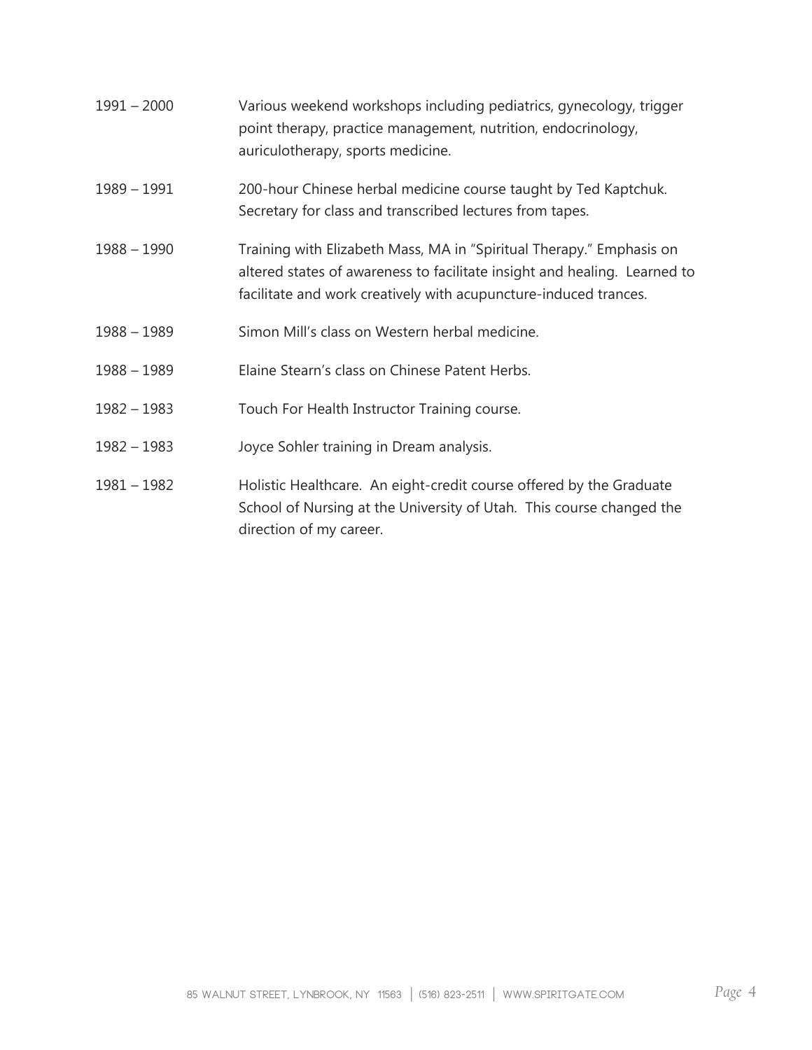| | |
|---|---|
| 1991 – 2000 | Various weekend workshops including pediatrics, gynecology, trigger point therapy, practice management, nutrition, endocrinology, auriculotherapy, sports medicine. |
| 1989 – 1991 | 200-hour Chinese herbal medicine course taught by Ted Kaptchuk. Secretary for class and transcribed lectures from tapes. |
| 1988 – 1990 | Training with Elizabeth Mass, MA in "Spiritual Therapy." Emphasis on altered states of awareness to facilitate insight and healing. Learned to facilitate and work creatively with acupuncture-induced trances. |
| 1988 – 1989 | Simon Mill's class on Western herbal medicine. |
| 1988 – 1989 | Elaine Stearn's class on Chinese Patent Herbs. |
| 1982 – 1983 | Touch For Health Instructor Training course. |
| 1982 – 1983 | Joyce Sohler training in Dream analysis. |
| 1981 – 1982 | Holistic Healthcare. An eight-credit course offered by the Graduate School of Nursing at the University of Utah. This course changed the direction of my career. |